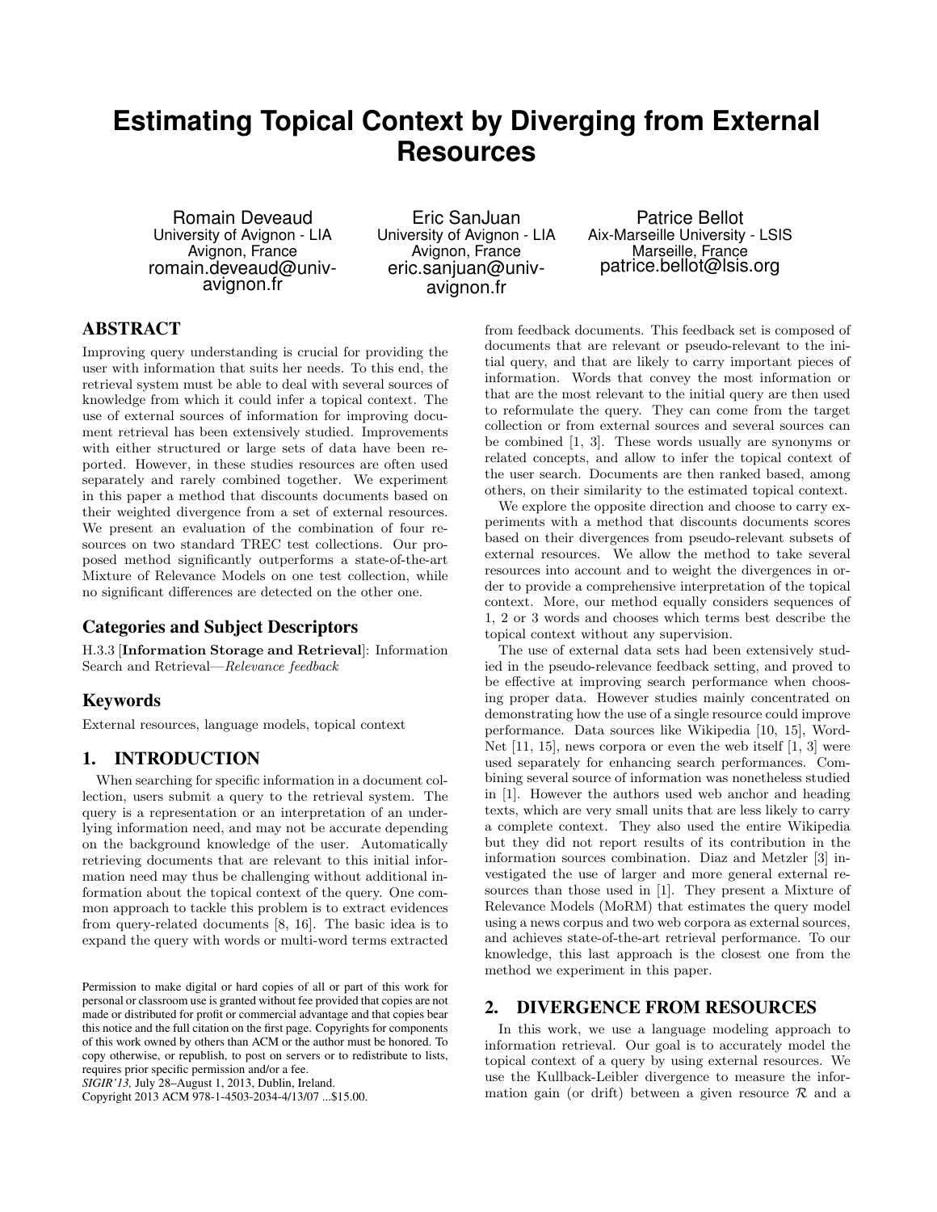# Estimating Topical Context by Diverging from External Resources

Romain Deveaud
University of Avignon - LIA
Avignon, France
romain.deveaud@univ-avignon.fr

Eric SanJuan
University of Avignon - LIA
Avignon, France
eric.sanjuan@univ-avignon.fr

Patrice Bellot
Aix-Marseille University - LSIS
Marseille, France
patrice.bellot@lsis.org

## ABSTRACT

Improving query understanding is crucial for providing the user with information that suits her needs. To this end, the retrieval system must be able to deal with several sources of knowledge from which it could infer a topical context. The use of external sources of information for improving document retrieval has been extensively studied. Improvements with either structured or large sets of data have been reported. However, in these studies resources are often used separately and rarely combined together. We experiment in this paper a method that discounts documents based on their weighted divergence from a set of external resources. We present an evaluation of the combination of four resources on two standard TREC test collections. Our proposed method significantly outperforms a state-of-the-art Mixture of Relevance Models on one test collection, while no significant differences are detected on the other one.

### Categories and Subject Descriptors

H.3.3 [**Information Storage and Retrieval**]: Information Search and Retrieval—*Relevance feedback*

### Keywords

External resources, language models, topical context

## 1. INTRODUCTION

When searching for specific information in a document collection, users submit a query to the retrieval system. The query is a representation or an interpretation of an underlying information need, and may not be accurate depending on the background knowledge of the user. Automatically retrieving documents that are relevant to this initial information need may thus be challenging without additional information about the topical context of the query. One common approach to tackle this problem is to extract evidences from query-related documents [8, 16]. The basic idea is to expand the query with words or multi-word terms extracted from feedback documents. This feedback set is composed of documents that are relevant or pseudo-relevant to the initial query, and that are likely to carry important pieces of information. Words that convey the most information or that are the most relevant to the initial query are then used to reformulate the query. They can come from the target collection or from external sources and several sources can be combined [1, 3]. These words usually are synonyms or related concepts, and allow to infer the topical context of the user search. Documents are then ranked based, among others, on their similarity to the estimated topical context.

We explore the opposite direction and choose to carry experiments with a method that discounts documents scores based on their divergences from pseudo-relevant subsets of external resources. We allow the method to take several resources into account and to weight the divergences in order to provide a comprehensive interpretation of the topical context. More, our method equally considers sequences of 1, 2 or 3 words and chooses which terms best describe the topical context without any supervision.

The use of external data sets had been extensively studied in the pseudo-relevance feedback setting, and proved to be effective at improving search performance when choosing proper data. However studies mainly concentrated on demonstrating how the use of a single resource could improve performance. Data sources like Wikipedia [10, 15], WordNet [11, 15], news corpora or even the web itself [1, 3] were used separately for enhancing search performances. Combining several source of information was nonetheless studied in [1]. However the authors used web anchor and heading texts, which are very small units that are less likely to carry a complete context. They also used the entire Wikipedia but they did not report results of its contribution in the information sources combination. Diaz and Metzler [3] investigated the use of larger and more general external resources than those used in [1]. They present a Mixture of Relevance Models (MoRM) that estimates the query model using a news corpus and two web corpora as external sources, and achieves state-of-the-art retrieval performance. To our knowledge, this last approach is the closest one from the method we experiment in this paper.

## 2. DIVERGENCE FROM RESOURCES

In this work, we use a language modeling approach to information retrieval. Our goal is to accurately model the topical context of a query by using external resources. We use the Kullback-Leibler divergence to measure the information gain (or drift) between a given resource $\mathcal{R}$ and a

Permission to make digital or hard copies of all or part of this work for personal or classroom use is granted without fee provided that copies are not made or distributed for profit or commercial advantage and that copies bear this notice and the full citation on the first page. Copyrights for components of this work owned by others than ACM or the author must be honored. To copy otherwise, or republish, to post on servers or to redistribute to lists, requires prior specific permission and/or a fee.
*SIGIR'13,* July 28–August 1, 2013, Dublin, Ireland.
Copyright 2013 ACM 978-1-4503-2034-4/13/07 ...$15.00.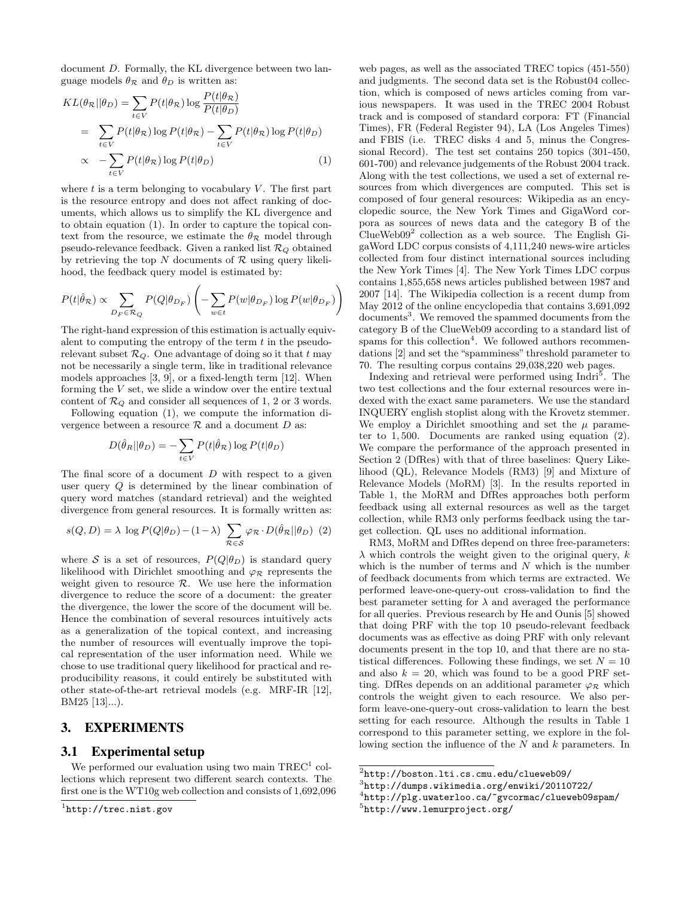document $D$. Formally, the KL divergence between two language models $\theta_\mathcal{R}$ and $\theta_D$ is written as:

$$
\begin{aligned}
KL(\theta_\mathcal{R}||\theta_D) &= \sum_{t \in V} P(t|\theta_\mathcal{R}) \log \frac{P(t|\theta_\mathcal{R})}{P(t|\theta_D)} \\
&= \sum_{t \in V} P(t|\theta_\mathcal{R}) \log P(t|\theta_\mathcal{R}) - \sum_{t \in V} P(t|\theta_\mathcal{R}) \log P(t|\theta_D) \\
&\propto -\sum_{t \in V} P(t|\theta_\mathcal{R}) \log P(t|\theta_D) \qquad (1)
\end{aligned}
$$

where $t$ is a term belonging to vocabulary $V$. The first part is the resource entropy and does not affect ranking of documents, which allows us to simplify the KL divergence and to obtain equation (1). In order to capture the topical context from the resource, we estimate the $\theta_\mathcal{R}$ model through pseudo-relevance feedback. Given a ranked list $\mathcal{R}_Q$ obtained by retrieving the top $N$ documents of $\mathcal{R}$ using query likelihood, the feedback query model is estimated by:

$$
P(t|\hat{\theta}_\mathcal{R}) \propto \sum_{D_F \in \mathcal{R}_Q} P(Q|\theta_{D_F}) \left( -\sum_{w \in t} P(w|\theta_{D_F}) \log P(w|\theta_{D_F}) \right)
$$

The right-hand expression of this estimation is actually equivalent to computing the entropy of the term $t$ in the pseudo-relevant subset $\mathcal{R}_Q$. One advantage of doing so it that $t$ may not be necessarily a single term, like in traditional relevance models approaches [3, 9], or a fixed-length term [12]. When forming the $V$ set, we slide a window over the entire textual content of $\mathcal{R}_Q$ and consider all sequences of 1, 2 or 3 words.

Following equation (1), we compute the information divergence between a resource $\mathcal{R}$ and a document $D$ as:

$$
D(\hat{\theta}_R||\theta_D) = -\sum_{t \in V} P(t|\hat{\theta}_\mathcal{R}) \log P(t|\theta_D)
$$

The final score of a document $D$ with respect to a given user query $Q$ is determined by the linear combination of query word matches (standard retrieval) and the weighted divergence from general resources. It is formally written as:

$$
s(Q, D) = \lambda \, \log P(Q|\theta_D) - (1-\lambda) \sum_{\mathcal{R} \in \mathcal{S}} \varphi_\mathcal{R} \cdot D(\hat{\theta}_\mathcal{R}||\theta_D) \quad (2)
$$

where $\mathcal{S}$ is a set of resources, $P(Q|\theta_D)$ is standard query likelihood with Dirichlet smoothing and $\varphi_\mathcal{R}$ represents the weight given to resource $\mathcal{R}$. We use here the information divergence to reduce the score of a document: the greater the divergence, the lower the score of the document will be. Hence the combination of several resources intuitively acts as a generalization of the topical context, and increasing the number of resources will eventually improve the topical representation of the user information need. While we chose to use traditional query likelihood for practical and reproducibility reasons, it could entirely be substituted with other state-of-the-art retrieval models (e.g. MRF-IR [12], BM25 [13]...).

## 3. EXPERIMENTS

### 3.1 Experimental setup

We performed our evaluation using two main TREC[1] collections which represent two different search contexts. The first one is the WT10g web collection and consists of 1,692,096 web pages, as well as the associated TREC topics (451-550) and judgments. The second data set is the Robust04 collection, which is composed of news articles coming from various newspapers. It was used in the TREC 2004 Robust track and is composed of standard corpora: FT (Financial Times), FR (Federal Register 94), LA (Los Angeles Times) and FBIS (i.e. TREC disks 4 and 5, minus the Congressional Record). The test set contains 250 topics (301-450, 601-700) and relevance judgements of the Robust 2004 track. Along with the test collections, we used a set of external resources from which divergences are computed. This set is composed of four general resources: Wikipedia as an encyclopedic source, the New York Times and GigaWord corpora as sources of news data and the category B of the ClueWeb09[2] collection as a web source. The English GigaWord LDC corpus consists of 4,111,240 news-wire articles collected from four distinct international sources including the New York Times [4]. The New York Times LDC corpus contains 1,855,658 news articles published between 1987 and 2007 [14]. The Wikipedia collection is a recent dump from May 2012 of the online encyclopedia that contains 3,691,092 documents[3]. We removed the spammed documents from the category B of the ClueWeb09 according to a standard list of spams for this collection[4]. We followed authors recommendations [2] and set the "spamminess" threshold parameter to 70. The resulting corpus contains 29,038,220 web pages.

Indexing and retrieval were performed using Indri[5]. The two test collections and the four external resources were indexed with the exact same parameters. We use the standard INQUERY english stoplist along with the Krovetz stemmer. We employ a Dirichlet smoothing and set the $\mu$ parameter to 1,500. Documents are ranked using equation (2). We compare the performance of the approach presented in Section 2 (DfRes) with that of three baselines: Query Likelihood (QL), Relevance Models (RM3) [9] and Mixture of Relevance Models (MoRM) [3]. In the results reported in Table 1, the MoRM and DfRes approaches both perform feedback using all external resources as well as the target collection, while RM3 only performs feedback using the target collection. QL uses no additional information.

RM3, MoRM and DfRes depend on three free-parameters: $\lambda$ which controls the weight given to the original query, $k$ which is the number of terms and $N$ which is the number of feedback documents from which terms are extracted. We performed leave-one-query-out cross-validation to find the best parameter setting for $\lambda$ and averaged the performance for all queries. Previous research by He and Ounis [5] showed that doing PRF with the top 10 pseudo-relevant feedback documents was as effective as doing PRF with only relevant documents present in the top 10, and that there are no statistical differences. Following these findings, we set $N = 10$ and also $k = 20$, which was found to be a good PRF setting. DfRes depends on an additional parameter $\varphi_\mathcal{R}$ which controls the weight given to each resource. We also perform leave-one-query-out cross-validation to learn the best setting for each resource. Although the results in Table 1 correspond to this parameter setting, we explore in the following section the influence of the $N$ and $k$ parameters. In

[1] http://trec.nist.gov

[2] http://boston.lti.cs.cmu.edu/clueweb09/

[3] http://dumps.wikimedia.org/enwiki/20110722/

[4] http://plg.uwaterloo.ca/~gvcormac/clueweb09spam/

[5] http://www.lemurproject.org/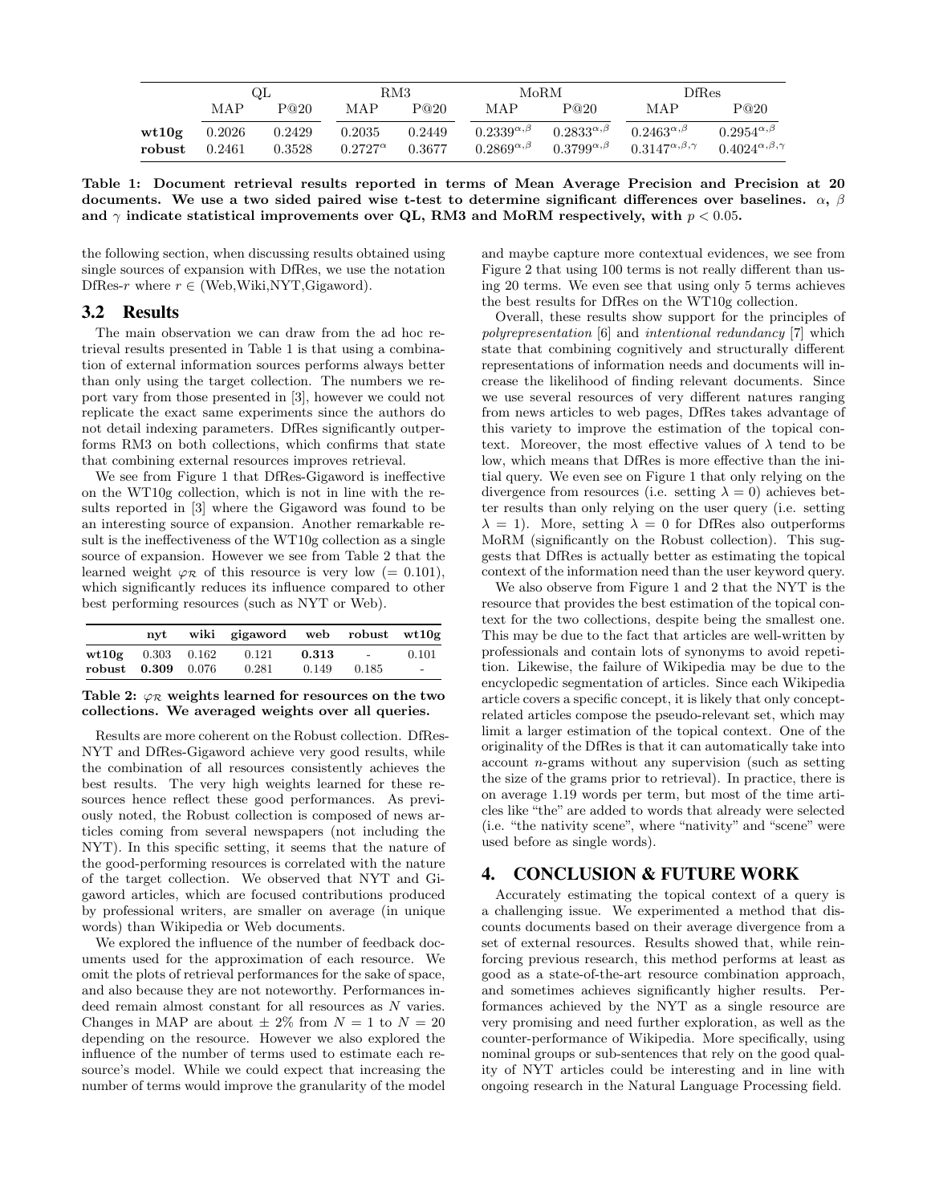| | QL | | RM3 | | MoRM | | DfRes | |
|---|---|---|---|---|---|---|---|---|
| | MAP | P@20 | MAP | P@20 | MAP | P@20 | MAP | P@20 |
| **wt10g** | 0.2026 | 0.2429 | 0.2035 | 0.2449 | $0.2339^{\alpha,\beta}$ | $0.2833^{\alpha,\beta}$ | $0.2463^{\alpha,\beta}$ | $0.2954^{\alpha,\beta}$ |
| **robust** | 0.2461 | 0.3528 | $0.2727^{\alpha}$ | 0.3677 | $0.2869^{\alpha,\beta}$ | $0.3799^{\alpha,\beta}$ | $0.3147^{\alpha,\beta,\gamma}$ | $0.4024^{\alpha,\beta,\gamma}$ |

**Table 1: Document retrieval results reported in terms of Mean Average Precision and Precision at 20 documents. We use a two sided paired wise t-test to determine significant differences over baselines. $\alpha$, $\beta$ and $\gamma$ indicate statistical improvements over QL, RM3 and MoRM respectively, with $p < 0.05$.**

the following section, when discussing results obtained using single sources of expansion with DfRes, we use the notation DfRes-$r$ where $r \in$ (Web,Wiki,NYT,Gigaword).

## 3.2 Results

The main observation we can draw from the ad hoc retrieval results presented in Table 1 is that using a combination of external information sources performs always better than only using the target collection. The numbers we report vary from those presented in [3], however we could not replicate the exact same experiments since the authors do not detail indexing parameters. DfRes significantly outperforms RM3 on both collections, which confirms that state that combining external resources improves retrieval.

We see from Figure 1 that DfRes-Gigaword is ineffective on the WT10g collection, which is not in line with the results reported in [3] where the Gigaword was found to be an interesting source of expansion. Another remarkable result is the ineffectiveness of the WT10g collection as a single source of expansion. However we see from Table 2 that the learned weight $\varphi_{\mathcal{R}}$ of this resource is very low (= 0.101), which significantly reduces its influence compared to other best performing resources (such as NYT or Web).

| | nyt | wiki | gigaword | web | robust | wt10g |
|---|---|---|---|---|---|---|
| **wt10g** | 0.303 | 0.162 | 0.121 | **0.313** | - | 0.101 |
| **robust** | **0.309** | 0.076 | 0.281 | 0.149 | 0.185 | - |

**Table 2: $\varphi_{\mathcal{R}}$ weights learned for resources on the two collections. We averaged weights over all queries.**

Results are more coherent on the Robust collection. DfRes-NYT and DfRes-Gigaword achieve very good results, while the combination of all resources consistently achieves the best results. The very high weights learned for these resources hence reflect these good performances. As previously noted, the Robust collection is composed of news articles coming from several newspapers (not including the NYT). In this specific setting, it seems that the nature of the good-performing resources is correlated with the nature of the target collection. We observed that NYT and Gigaword articles, which are focused contributions produced by professional writers, are smaller on average (in unique words) than Wikipedia or Web documents.

We explored the influence of the number of feedback documents used for the approximation of each resource. We omit the plots of retrieval performances for the sake of space, and also because they are not noteworthy. Performances indeed remain almost constant for all resources as $N$ varies. Changes in MAP are about $\pm$ 2% from $N = 1$ to $N = 20$ depending on the resource. However we also explored the influence of the number of terms used to estimate each resource's model. While we could expect that increasing the number of terms would improve the granularity of the model and maybe capture more contextual evidences, we see from Figure 2 that using 100 terms is not really different than using 20 terms. We even see that using only 5 terms achieves the best results for DfRes on the WT10g collection.

Overall, these results show support for the principles of *polyrepresentation* [6] and *intentional redundancy* [7] which state that combining cognitively and structurally different representations of information needs and documents will increase the likelihood of finding relevant documents. Since we use several resources of very different natures ranging from news articles to web pages, DfRes takes advantage of this variety to improve the estimation of the topical context. Moreover, the most effective values of $\lambda$ tend to be low, which means that DfRes is more effective than the initial query. We even see on Figure 1 that only relying on the divergence from resources (i.e. setting $\lambda = 0$) achieves better results than only relying on the user query (i.e. setting $\lambda = 1$). More, setting $\lambda = 0$ for DfRes also outperforms MoRM (significantly on the Robust collection). This suggests that DfRes is actually better as estimating the topical context of the information need than the user keyword query.

We also observe from Figure 1 and 2 that the NYT is the resource that provides the best estimation of the topical context for the two collections, despite being the smallest one. This may be due to the fact that articles are well-written by professionals and contain lots of synonyms to avoid repetition. Likewise, the failure of Wikipedia may be due to the encyclopedic segmentation of articles. Since each Wikipedia article covers a specific concept, it is likely that only concept-related articles compose the pseudo-relevant set, which may limit a larger estimation of the topical context. One of the originality of the DfRes is that it can automatically take into account $n$-grams without any supervision (such as setting the size of the grams prior to retrieval). In practice, there is on average 1.19 words per term, but most of the time articles like "the" are added to words that already were selected (i.e. "the nativity scene", where "nativity" and "scene" were used before as single words).

# 4. CONCLUSION & FUTURE WORK

Accurately estimating the topical context of a query is a challenging issue. We experimented a method that discounts documents based on their average divergence from a set of external resources. Results showed that, while reinforcing previous research, this method performs at least as good as a state-of-the-art resource combination approach, and sometimes achieves significantly higher results. Performances achieved by the NYT as a single resource are very promising and need further exploration, as well as the counter-performance of Wikipedia. More specifically, using nominal groups or sub-sentences that rely on the good quality of NYT articles could be interesting and in line with ongoing research in the Natural Language Processing field.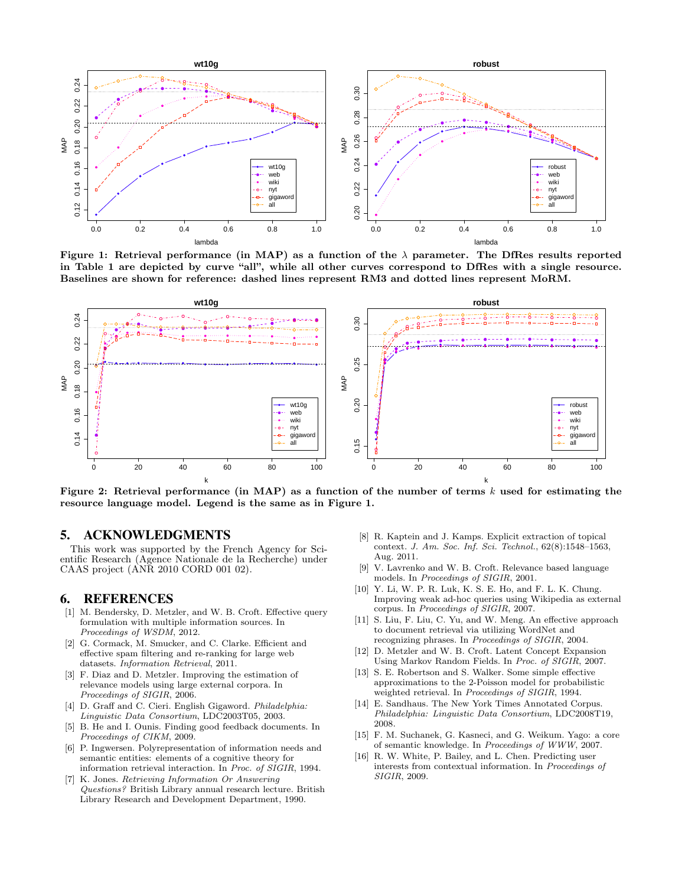wt10g

MAP

0.12 0.14 0.16 0.18 0.20 0.22 0.24

0.0 0.2 0.4 0.6 0.8 1.0

lambda

wt10g
web
wiki
nyt
gigaword
all

robust

MAP

0.20 0.22 0.24 0.26 0.28 0.30

0.0 0.2 0.4 0.6 0.8 1.0

lambda

robust
web
wiki
nyt
gigaword
all

**Figure 1: Retrieval performance (in MAP) as a function of the $\lambda$ parameter. The DfRes results reported in Table 1 are depicted by curve "all", while all other curves correspond to DfRes with a single resource. Baselines are shown for reference: dashed lines represent RM3 and dotted lines represent MoRM.**

wt10g

MAP

0.14 0.16 0.18 0.20 0.22 0.24

0 20 40 60 80 100

k

wt10g
web
wiki
nyt
gigaword
all

robust

MAP

0.15 0.20 0.25 0.30

0 20 40 60 80 100

k

robust
web
wiki
nyt
gigaword
all

**Figure 2: Retrieval performance (in MAP) as a function of the number of terms $k$ used for estimating the resource language model. Legend is the same as in Figure 1.**

## 5. ACKNOWLEDGMENTS

This work was supported by the French Agency for Scientific Research (Agence Nationale de la Recherche) under CAAS project (ANR 2010 CORD 001 02).

## 6. REFERENCES

[1] M. Bendersky, D. Metzler, and W. B. Croft. Effective query formulation with multiple information sources. In *Proceedings of WSDM*, 2012.

[2] G. Cormack, M. Smucker, and C. Clarke. Efficient and effective spam filtering and re-ranking for large web datasets. *Information Retrieval*, 2011.

[3] F. Diaz and D. Metzler. Improving the estimation of relevance models using large external corpora. In *Proceedings of SIGIR*, 2006.

[4] D. Graff and C. Cieri. English Gigaword. *Philadelphia: Linguistic Data Consortium*, LDC2003T05, 2003.

[5] B. He and I. Ounis. Finding good feedback documents. In *Proceedings of CIKM*, 2009.

[6] P. Ingwersen. Polyrepresentation of information needs and semantic entities: elements of a cognitive theory for information retrieval interaction. In *Proc. of SIGIR*, 1994.

[7] K. Jones. *Retrieving Information Or Answering Questions?* British Library annual research lecture. British Library Research and Development Department, 1990.

[8] R. Kaptein and J. Kamps. Explicit extraction of topical context. *J. Am. Soc. Inf. Sci. Technol.*, 62(8):1548–1563, Aug. 2011.

[9] V. Lavrenko and W. B. Croft. Relevance based language models. In *Proceedings of SIGIR*, 2001.

[10] Y. Li, W. P. R. Luk, K. S. E. Ho, and F. L. K. Chung. Improving weak ad-hoc queries using Wikipedia as external corpus. In *Proceedings of SIGIR*, 2007.

[11] S. Liu, F. Liu, C. Yu, and W. Meng. An effective approach to document retrieval via utilizing WordNet and recognizing phrases. In *Proceedings of SIGIR*, 2004.

[12] D. Metzler and W. B. Croft. Latent Concept Expansion Using Markov Random Fields. In *Proc. of SIGIR*, 2007.

[13] S. E. Robertson and S. Walker. Some simple effective approximations to the 2-Poisson model for probabilistic weighted retrieval. In *Proceedings of SIGIR*, 1994.

[14] E. Sandhaus. The New York Times Annotated Corpus. *Philadelphia: Linguistic Data Consortium*, LDC2008T19, 2008.

[15] F. M. Suchanek, G. Kasneci, and G. Weikum. Yago: a core of semantic knowledge. In *Proceedings of WWW*, 2007.

[16] R. W. White, P. Bailey, and L. Chen. Predicting user interests from contextual information. In *Proceedings of SIGIR*, 2009.